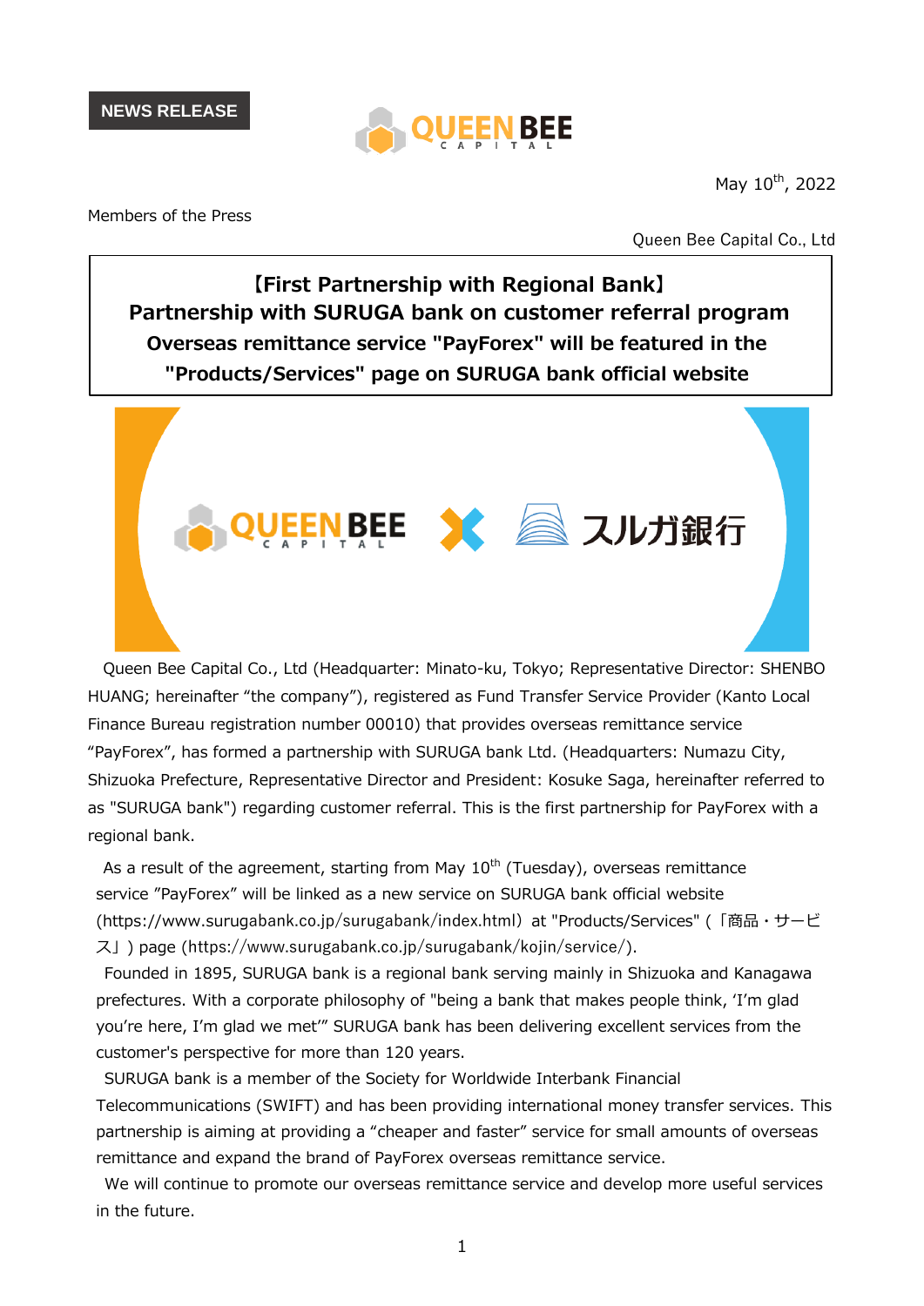NEWS RELEASE

May 10th, 2022

Members of the Press

Queen Bee Capital Co., Ltd

# 【First Partnership with Regional Bank】
# Partnership with SURUGA bank on customer referral program
## Overseas remittance service "PayForex" will be featured in the "Products/Services" page on SURUGA bank official website

Queen Bee Capital Co., Ltd (Headquarter: Minato-ku, Tokyo; Representative Director: SHENBO HUANG; hereinafter "the company"), registered as Fund Transfer Service Provider (Kanto Local Finance Bureau registration number 00010) that provides overseas remittance service "PayForex", has formed a partnership with SURUGA bank Ltd. (Headquarters: Numazu City, Shizuoka Prefecture, Representative Director and President: Kosuke Saga, hereinafter referred to as "SURUGA bank") regarding customer referral. This is the first partnership for PayForex with a regional bank.

As a result of the agreement, starting from May 10th (Tuesday), overseas remittance service "PayForex" will be linked as a new service on SURUGA bank official website (https://www.surugabank.co.jp/surugabank/index.html) at "Products/Services" (「商品・サービス」) page (https://www.surugabank.co.jp/surugabank/kojin/service/).

Founded in 1895, SURUGA bank is a regional bank serving mainly in Shizuoka and Kanagawa prefectures. With a corporate philosophy of "being a bank that makes people think, 'I'm glad you're here, I'm glad we met'" SURUGA bank has been delivering excellent services from the customer's perspective for more than 120 years.

SURUGA bank is a member of the Society for Worldwide Interbank Financial Telecommunications (SWIFT) and has been providing international money transfer services. This partnership is aiming at providing a "cheaper and faster" service for small amounts of overseas remittance and expand the brand of PayForex overseas remittance service.

We will continue to promote our overseas remittance service and develop more useful services in the future.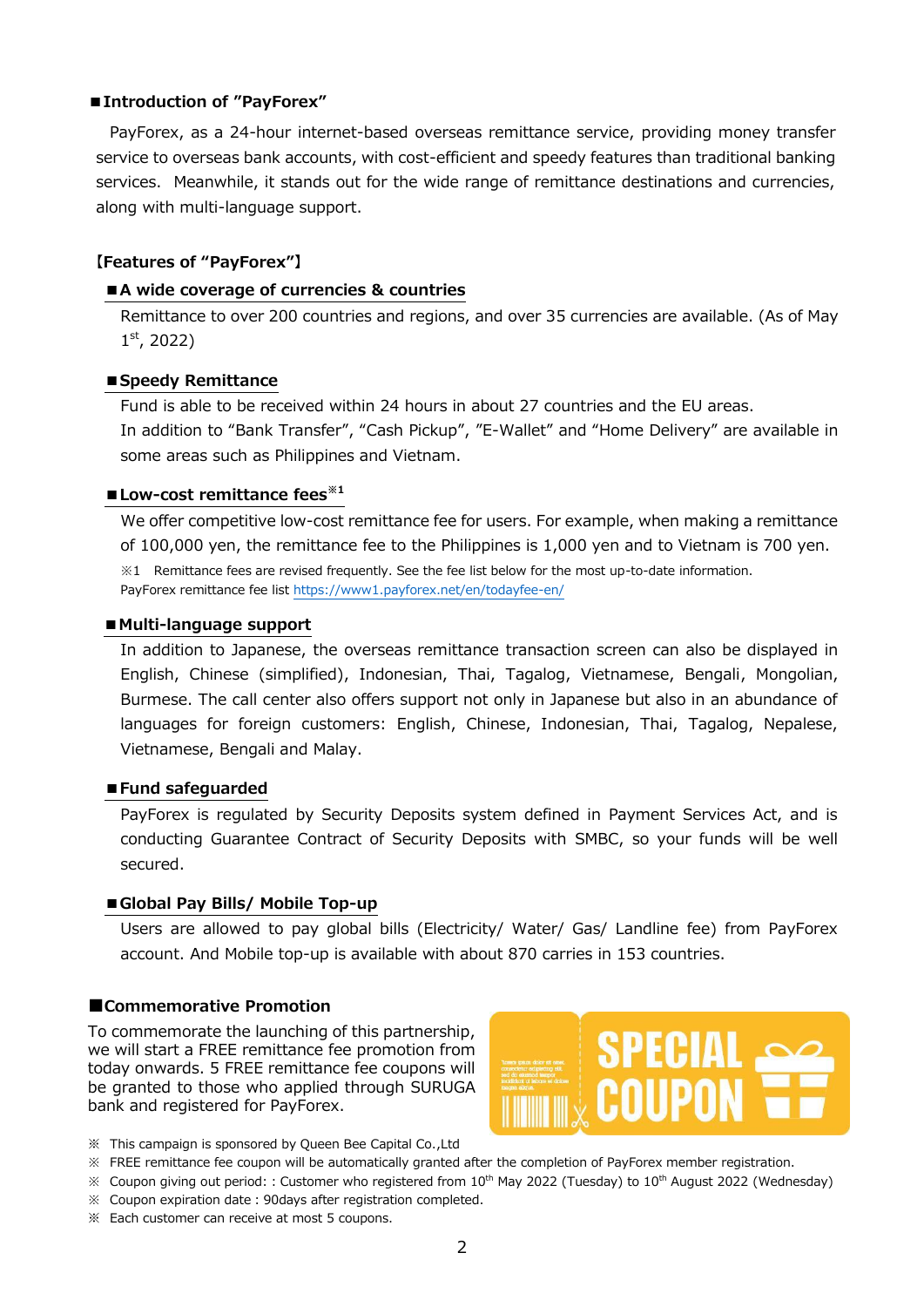## ■Introduction of "PayForex"

PayForex, as a 24-hour internet-based overseas remittance service, providing money transfer service to overseas bank accounts, with cost-efficient and speedy features than traditional banking services. Meanwhile, it stands out for the wide range of remittance destinations and currencies, along with multi-language support.

### 【Features of "PayForex"】

#### ■A wide coverage of currencies & countries

Remittance to over 200 countries and regions, and over 35 currencies are available. (As of May 1st, 2022)

#### ■Speedy Remittance

Fund is able to be received within 24 hours in about 27 countries and the EU areas.
In addition to "Bank Transfer", "Cash Pickup", "E-Wallet" and "Home Delivery" are available in some areas such as Philippines and Vietnam.

#### ■Low-cost remittance fees※1

We offer competitive low-cost remittance fee for users. For example, when making a remittance of 100,000 yen, the remittance fee to the Philippines is 1,000 yen and to Vietnam is 700 yen.

※1 Remittance fees are revised frequently. See the fee list below for the most up-to-date information.
PayForex remittance fee list https://www1.payforex.net/en/todayfee-en/

#### ■Multi-language support

In addition to Japanese, the overseas remittance transaction screen can also be displayed in English, Chinese (simplified), Indonesian, Thai, Tagalog, Vietnamese, Bengali, Mongolian, Burmese. The call center also offers support not only in Japanese but also in an abundance of languages for foreign customers: English, Chinese, Indonesian, Thai, Tagalog, Nepalese, Vietnamese, Bengali and Malay.

#### ■Fund safeguarded

PayForex is regulated by Security Deposits system defined in Payment Services Act, and is conducting Guarantee Contract of Security Deposits with SMBC, so your funds will be well secured.

#### ■Global Pay Bills/ Mobile Top-up

Users are allowed to pay global bills (Electricity/ Water/ Gas/ Landline fee) from PayForex account. And Mobile top-up is available with about 870 carries in 153 countries.

## ■Commemorative Promotion

To commemorate the launching of this partnership, we will start a FREE remittance fee promotion from today onwards. 5 FREE remittance fee coupons will be granted to those who applied through SURUGA bank and registered for PayForex.

SPECIAL COUPON

※ This campaign is sponsored by Queen Bee Capital Co.,Ltd
※ FREE remittance fee coupon will be automatically granted after the completion of PayForex member registration.
※ Coupon giving out period: : Customer who registered from 10th May 2022 (Tuesday) to 10th August 2022 (Wednesday)
※ Coupon expiration date : 90days after registration completed.
※ Each customer can receive at most 5 coupons.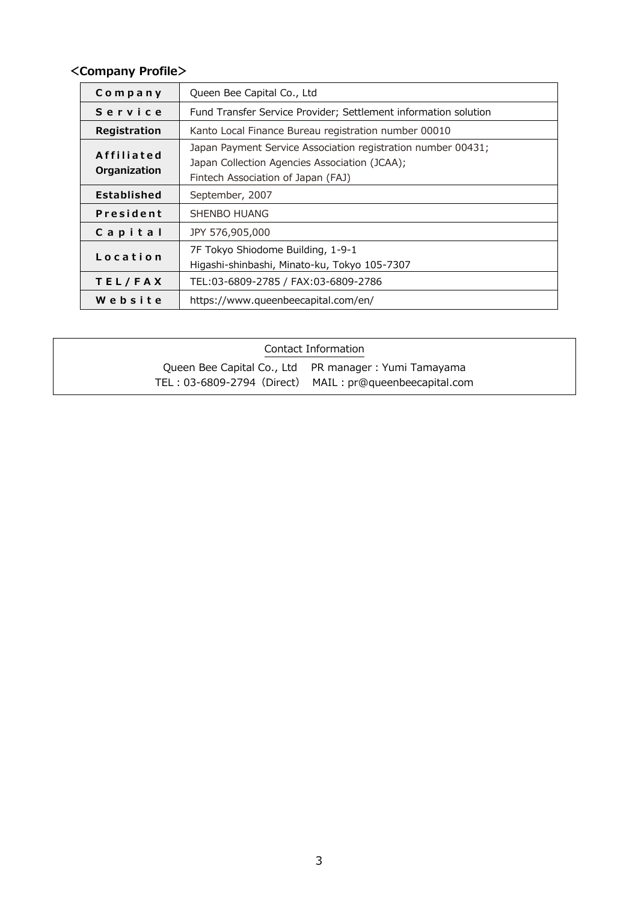## ＜Company Profile＞

| | |
|---|---|
| **Company** | Queen Bee Capital Co., Ltd |
| **Service** | Fund Transfer Service Provider; Settlement information solution |
| **Registration** | Kanto Local Finance Bureau registration number 00010 |
| **Affiliated Organization** | Japan Payment Service Association registration number 00431;<br>Japan Collection Agencies Association (JCAA);<br>Fintech Association of Japan (FAJ) |
| **Established** | September, 2007 |
| **President** | SHENBO HUANG |
| **Capital** | JPY 576,905,000 |
| **Location** | 7F Tokyo Shiodome Building, 1-9-1<br>Higashi-shinbashi, Minato-ku, Tokyo 105-7307 |
| **TEL / FAX** | TEL:03-6809-2785 / FAX:03-6809-2786 |
| **Website** | https://www.queenbeecapital.com/en/ |

Contact Information

Queen Bee Capital Co., Ltd　PR manager : Yumi Tamayama

TEL : 03-6809-2794（Direct）　MAIL : pr@queenbeecapital.com